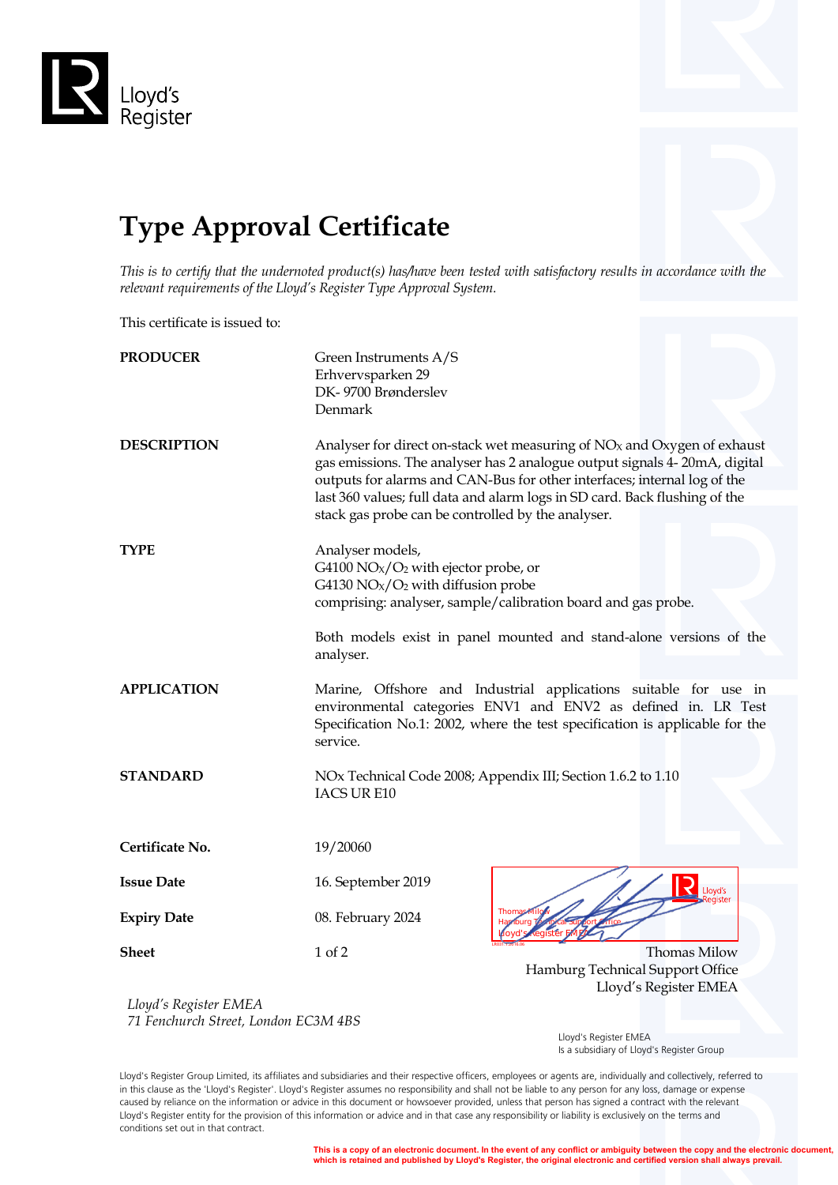Lloyd's Register

# Type Approval Certificate

*This is to certify that the undernoted product(s) has/have been tested with satisfactory results in accordance with the relevant requirements of the Lloyd's Register Type Approval System.*

This certificate is issued to:

**PRODUCER**

Green Instruments A/S
Erhvervsparken 29
DK- 9700 Brønderslev
Denmark

**DESCRIPTION**

Analyser for direct on-stack wet measuring of $NO_X$ and Oxygen of exhaust gas emissions. The analyser has 2 analogue output signals 4- 20mA, digital outputs for alarms and CAN-Bus for other interfaces; internal log of the last 360 values; full data and alarm logs in SD card. Back flushing of the stack gas probe can be controlled by the analyser.

**TYPE**

Analyser models,
G4100 $NO_X/O_2$ with ejector probe, or
G4130 $NO_X/O_2$ with diffusion probe
comprising: analyser, sample/calibration board and gas probe.

Both models exist in panel mounted and stand-alone versions of the analyser.

**APPLICATION**

Marine, Offshore and Industrial applications suitable for use in environmental categories ENV1 and ENV2 as defined in. LR Test Specification No.1: 2002, where the test specification is applicable for the service.

**STANDARD**

NOx Technical Code 2008; Appendix III; Section 1.6.2 to 1.10
IACS UR E10

**Certificate No.** 19/20060

**Issue Date** 16. September 2019

**Expiry Date** 08. February 2024

**Sheet** 1 of 2

Thomas Milow
Hamburg Technical Support Office
Lloyd's Register EMEA

*Lloyd's Register EMEA*
*71 Fenchurch Street, London EC3M 4BS*

Lloyd's Register EMEA
Is a subsidiary of Lloyd's Register Group

Lloyd's Register Group Limited, its affiliates and subsidiaries and their respective officers, employees or agents are, individually and collectively, referred to in this clause as the 'Lloyd's Register'. Lloyd's Register assumes no responsibility and shall not be liable to any person for any loss, damage or expense caused by reliance on the information or advice in this document or howsoever provided, unless that person has signed a contract with the relevant Lloyd's Register entity for the provision of this information or advice and in that case any responsibility or liability is exclusively on the terms and conditions set out in that contract.

**This is a copy of an electronic document. In the event of any conflict or ambiguity between the copy and the electronic document, which is retained and published by Lloyd's Register, the original electronic and certified version shall always prevail.**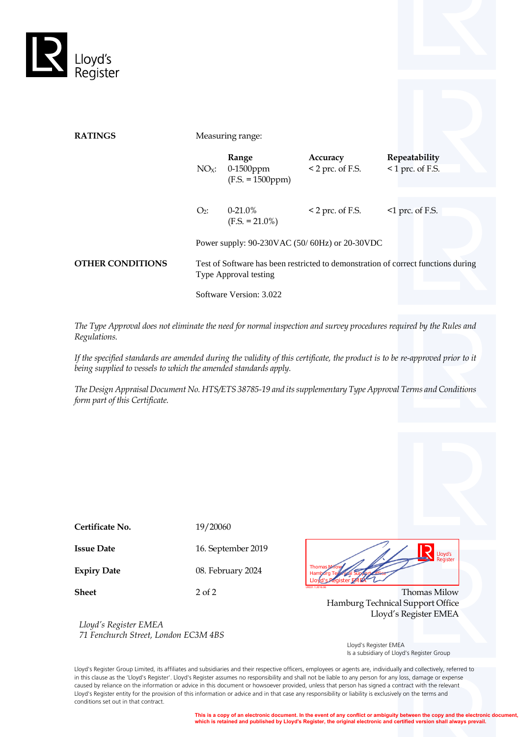Lloyd's Register

| | | | | |
|---|---|---|---|---|
| **RATINGS** | Measuring range: | | | |
| | | **Range** | **Accuracy** | **Repeatability** |
| | $NO_X$: | 0-1500ppm (F.S. = 1500ppm) | < 2 prc. of F.S. | < 1 prc. of F.S. |
| | $O_2$: | 0-21.0% (F.S. = 21.0%) | < 2 prc. of F.S. | <1 prc. of F.S. |
| | Power supply: 90-230VAC (50/ 60Hz) or 20-30VDC | | | |
| **OTHER CONDITIONS** | Test of Software has been restricted to demonstration of correct functions during Type Approval testing | | | |
| | Software Version: 3.022 | | | |

*The Type Approval does not eliminate the need for normal inspection and survey procedures required by the Rules and Regulations.*

*If the specified standards are amended during the validity of this certificate, the product is to be re-approved prior to it being supplied to vessels to which the amended standards apply.*

*The Design Appraisal Document No. HTS/ETS 38785-19 and its supplementary Type Approval Terms and Conditions form part of this Certificate.*

| | |
|---|---|
| **Certificate No.** | 19/20060 |
| **Issue Date** | 16. September 2019 |
| **Expiry Date** | 08. February 2024 |
| **Sheet** | 2 of 2 |

Thomas Milow
Hamburg Technical Support Office
Lloyd's Register EMEA

*Lloyd's Register EMEA*
*71 Fenchurch Street, London EC3M 4BS*

Lloyd's Register EMEA
Is a subsidiary of Lloyd's Register Group

Lloyd's Register Group Limited, its affiliates and subsidiaries and their respective officers, employees or agents are, individually and collectively, referred to in this clause as the 'Lloyd's Register'. Lloyd's Register assumes no responsibility and shall not be liable to any person for any loss, damage or expense caused by reliance on the information or advice in this document or howsoever provided, unless that person has signed a contract with the relevant Lloyd's Register entity for the provision of this information or advice and in that case any responsibility or liability is exclusively on the terms and conditions set out in that contract.

**This is a copy of an electronic document. In the event of any conflict or ambiguity between the copy and the electronic document, which is retained and published by Lloyd's Register, the original electronic and certified version shall always prevail.**